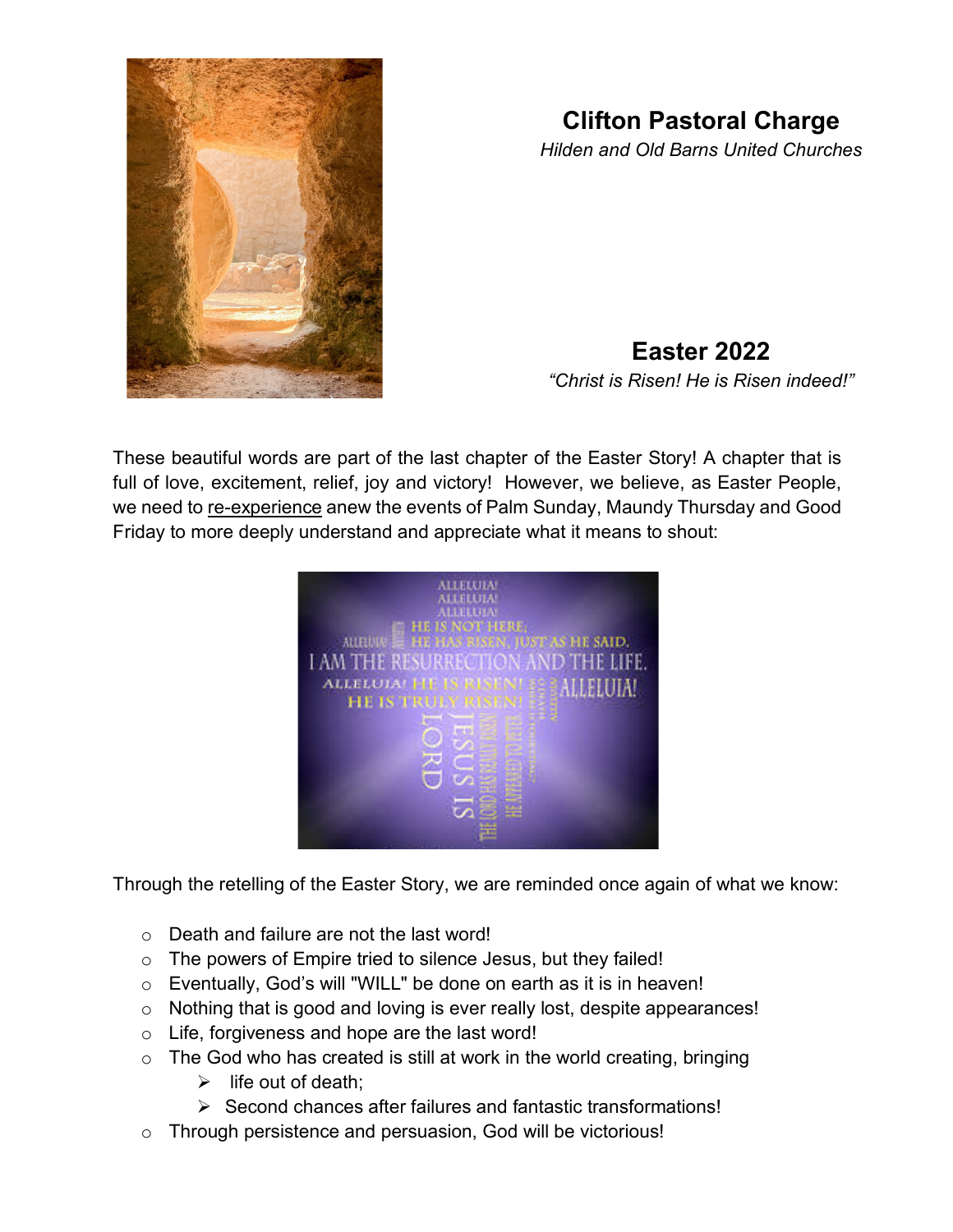# Clifton Pastoral Charge

*Hilden and Old Barns United Churches*

## Easter 2022

*"Christ is Risen! He is Risen indeed!"*

These beautiful words are part of the last chapter of the Easter Story! A chapter that is full of love, excitement, relief, joy and victory! However, we believe, as Easter People, we need to re-experience anew the events of Palm Sunday, Maundy Thursday and Good Friday to more deeply understand and appreciate what it means to shout:

Through the retelling of the Easter Story, we are reminded once again of what we know:

- Death and failure are not the last word!
- The powers of Empire tried to silence Jesus, but they failed!
- Eventually, God's will "WILL" be done on earth as it is in heaven!
- Nothing that is good and loving is ever really lost, despite appearances!
- Life, forgiveness and hope are the last word!
- The God who has created is still at work in the world creating, bringing
    - life out of death;
    - Second chances after failures and fantastic transformations!
- Through persistence and persuasion, God will be victorious!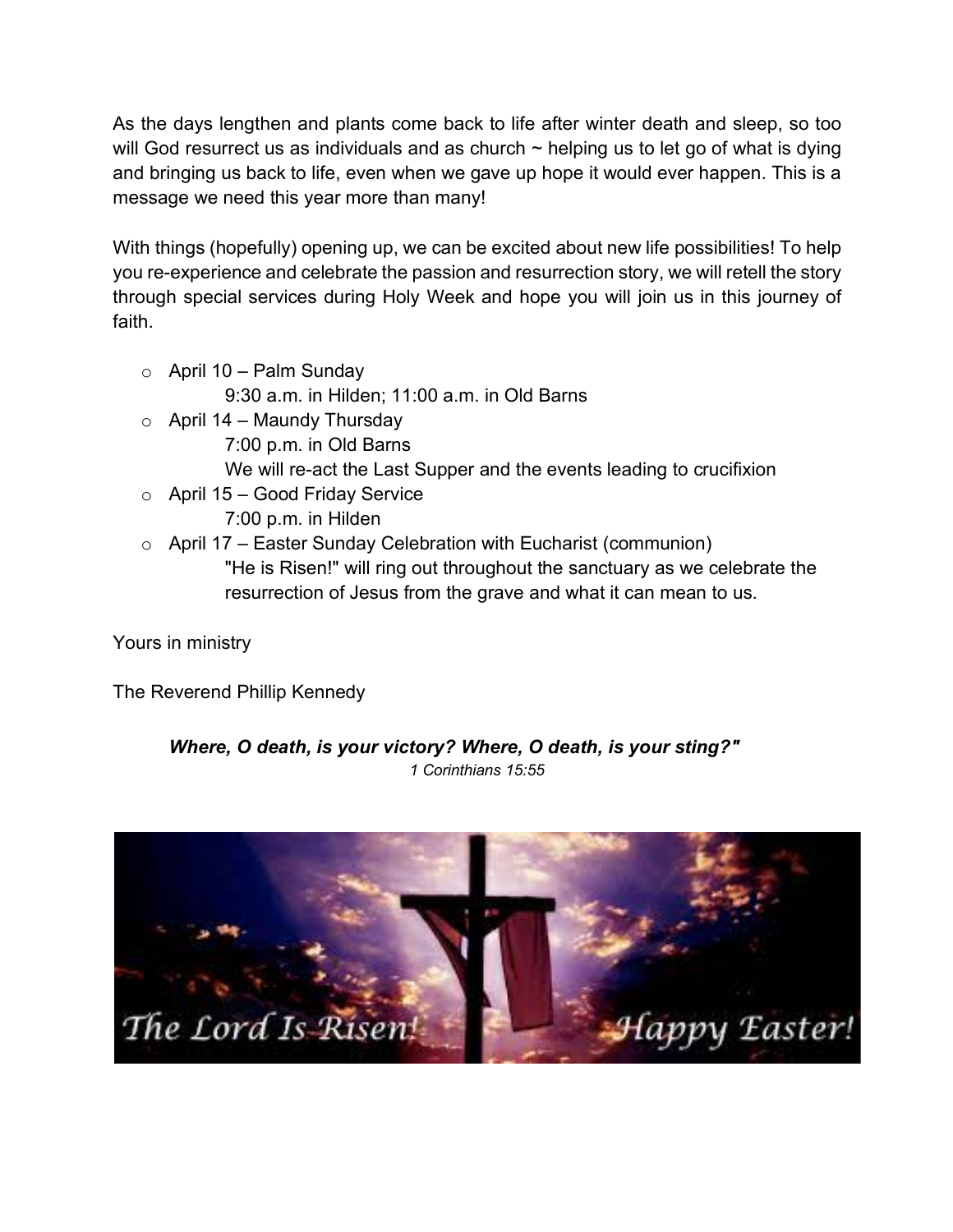As the days lengthen and plants come back to life after winter death and sleep, so too will God resurrect us as individuals and as church ~ helping us to let go of what is dying and bringing us back to life, even when we gave up hope it would ever happen. This is a message we need this year more than many!

With things (hopefully) opening up, we can be excited about new life possibilities! To help you re-experience and celebrate the passion and resurrection story, we will retell the story through special services during Holy Week and hope you will join us in this journey of faith.

- April 10 – Palm Sunday
  9:30 a.m. in Hilden; 11:00 a.m. in Old Barns
- April 14 – Maundy Thursday
  7:00 p.m. in Old Barns
  We will re-act the Last Supper and the events leading to crucifixion
- April 15 – Good Friday Service
  7:00 p.m. in Hilden
- April 17 – Easter Sunday Celebration with Eucharist (communion)
  "He is Risen!" will ring out throughout the sanctuary as we celebrate the resurrection of Jesus from the grave and what it can mean to us.

Yours in ministry

The Reverend Phillip Kennedy

***Where, O death, is your victory? Where, O death, is your sting?"***
*1 Corinthians 15:55*

The Lord Is Risen! Happy Easter!